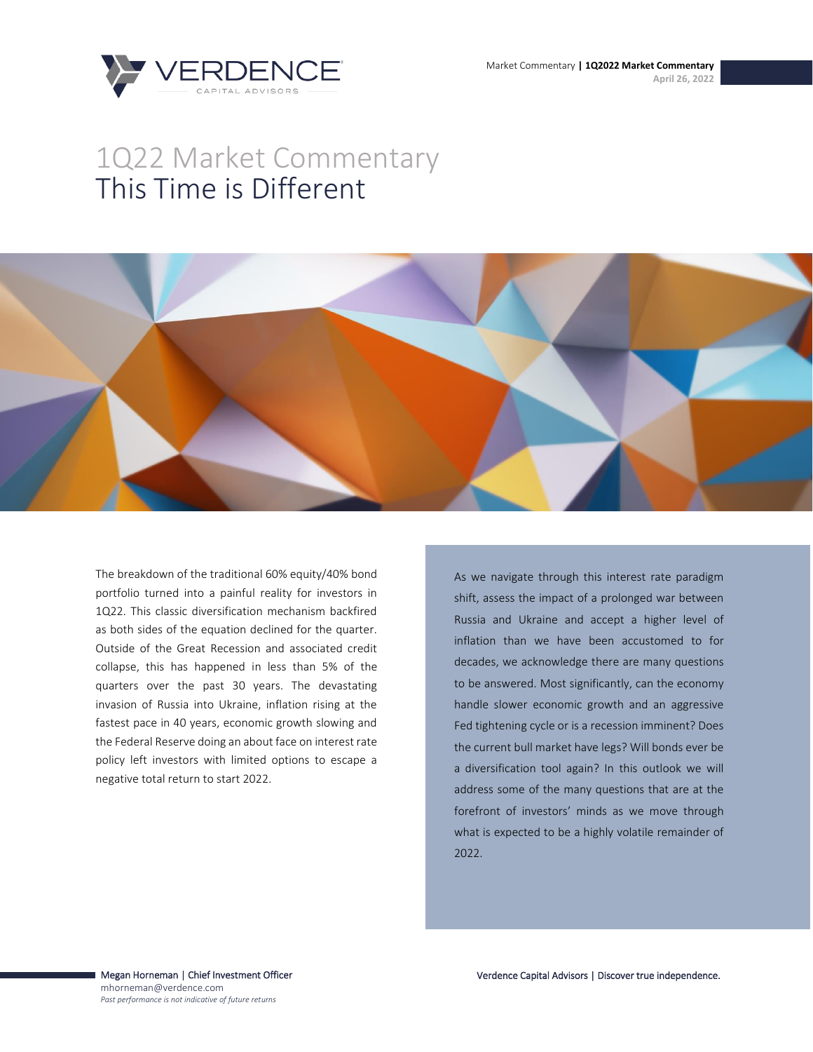Market Commentary | **1Q2022 Market Commentary**
April 26, 2022

# 1Q22 Market Commentary
# This Time is Different

The breakdown of the traditional 60% equity/40% bond portfolio turned into a painful reality for investors in 1Q22. This classic diversification mechanism backfired as both sides of the equation declined for the quarter. Outside of the Great Recession and associated credit collapse, this has happened in less than 5% of the quarters over the past 30 years. The devastating invasion of Russia into Ukraine, inflation rising at the fastest pace in 40 years, economic growth slowing and the Federal Reserve doing an about face on interest rate policy left investors with limited options to escape a negative total return to start 2022.

As we navigate through this interest rate paradigm shift, assess the impact of a prolonged war between Russia and Ukraine and accept a higher level of inflation than we have been accustomed to for decades, we acknowledge there are many questions to be answered. Most significantly, can the economy handle slower economic growth and an aggressive Fed tightening cycle or is a recession imminent? Does the current bull market have legs? Will bonds ever be a diversification tool again? In this outlook we will address some of the many questions that are at the forefront of investors' minds as we move through what is expected to be a highly volatile remainder of 2022.

Megan Horneman | Chief Investment Officer
mhorneman@verdence.com
*Past performance is not indicative of future returns*

Verdence Capital Advisors | Discover true independence.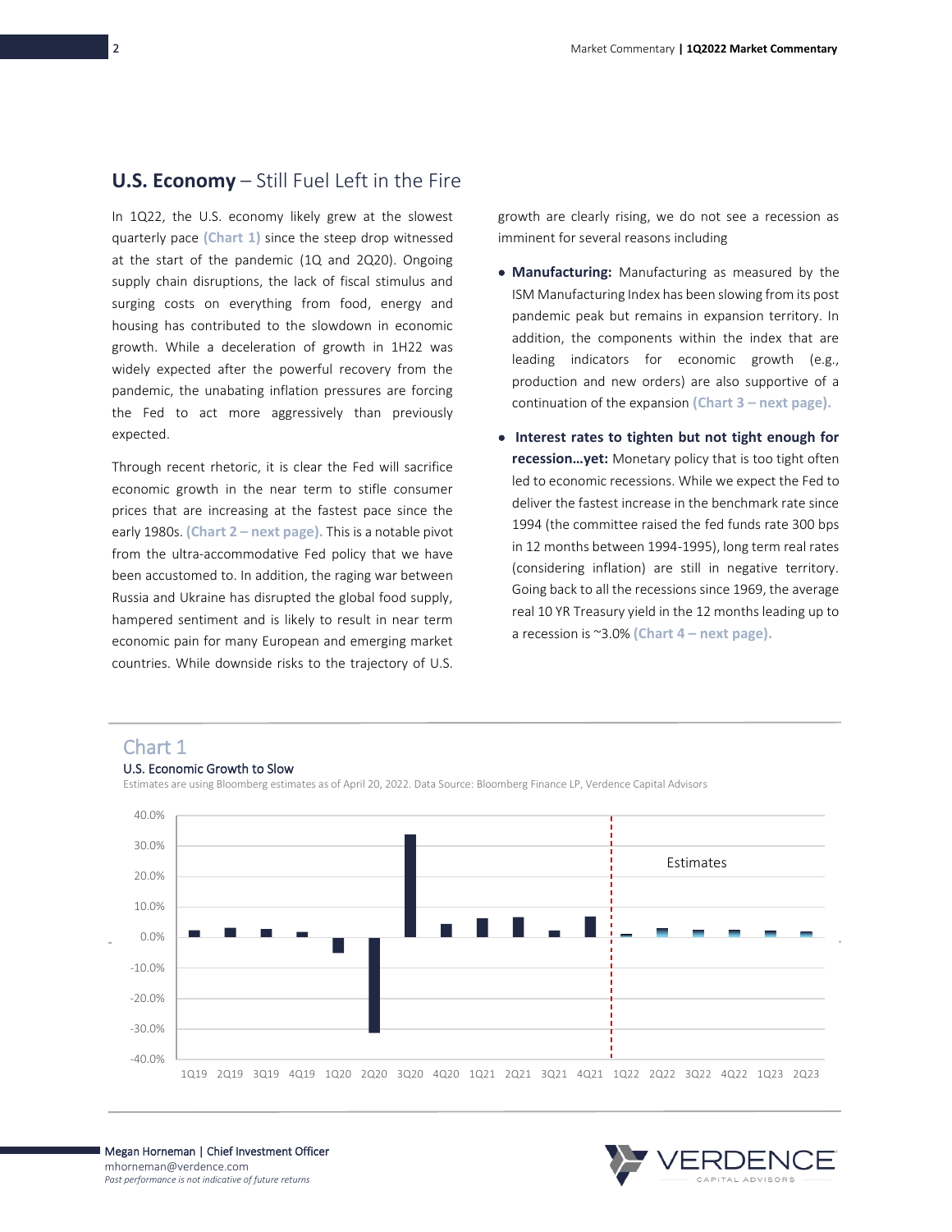## U.S. Economy – Still Fuel Left in the Fire

In 1Q22, the U.S. economy likely grew at the slowest quarterly pace **(Chart 1)** since the steep drop witnessed at the start of the pandemic (1Q and 2Q20). Ongoing supply chain disruptions, the lack of fiscal stimulus and surging costs on everything from food, energy and housing has contributed to the slowdown in economic growth. While a deceleration of growth in 1H22 was widely expected after the powerful recovery from the pandemic, the unabating inflation pressures are forcing the Fed to act more aggressively than previously expected.

Through recent rhetoric, it is clear the Fed will sacrifice economic growth in the near term to stifle consumer prices that are increasing at the fastest pace since the early 1980s. **(Chart 2 – next page).** This is a notable pivot from the ultra-accommodative Fed policy that we have been accustomed to. In addition, the raging war between Russia and Ukraine has disrupted the global food supply, hampered sentiment and is likely to result in near term economic pain for many European and emerging market countries. While downside risks to the trajectory of U.S. growth are clearly rising, we do not see a recession as imminent for several reasons including

- **Manufacturing:** Manufacturing as measured by the ISM Manufacturing Index has been slowing from its post pandemic peak but remains in expansion territory. In addition, the components within the index that are leading indicators for economic growth (e.g., production and new orders) are also supportive of a continuation of the expansion **(Chart 3 – next page).**
- **Interest rates to tighten but not tight enough for recession…yet:** Monetary policy that is too tight often led to economic recessions. While we expect the Fed to deliver the fastest increase in the benchmark rate since 1994 (the committee raised the fed funds rate 300 bps in 12 months between 1994-1995), long term real rates (considering inflation) are still in negative territory. Going back to all the recessions since 1969, the average real 10 YR Treasury yield in the 12 months leading up to a recession is ~3.0% **(Chart 4 – next page).**

### Chart 1

**U.S. Economic Growth to Slow**

Estimates are using Bloomberg estimates as of April 20, 2022. Data Source: Bloomberg Finance LP, Verdence Capital Advisors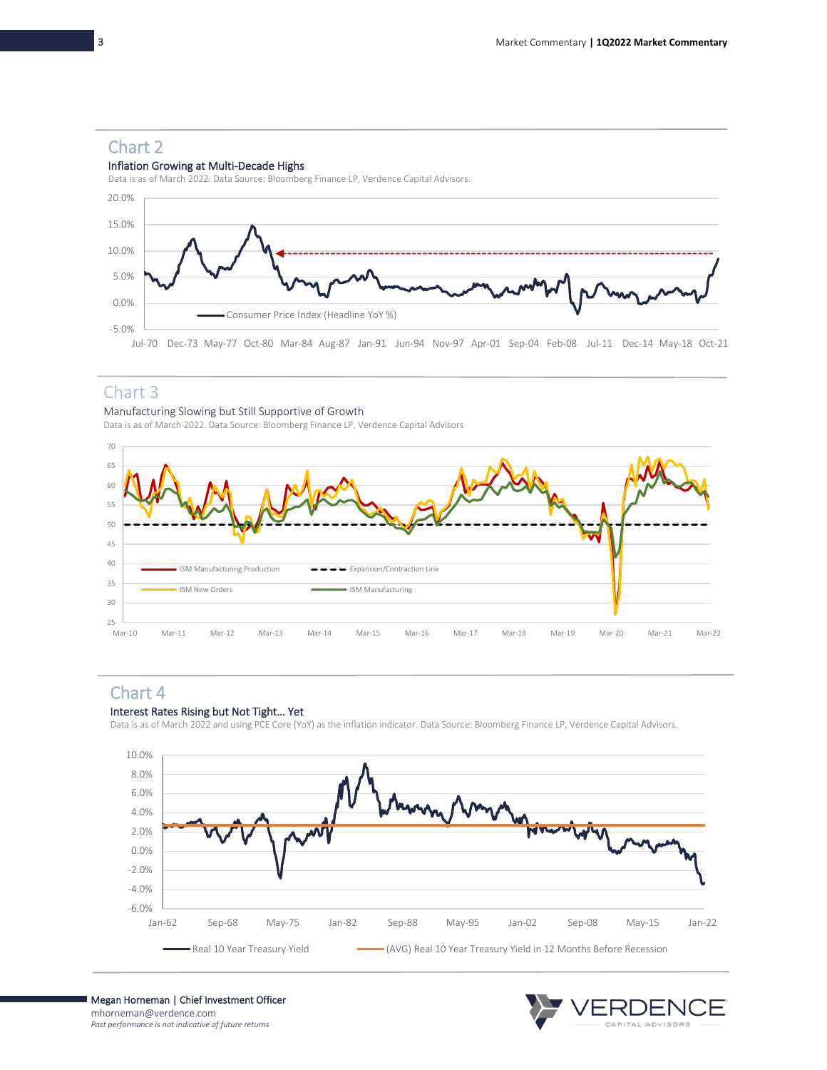## Chart 2

**Inflation Growing at Multi-Decade Highs**

Data is as of March 2022. Data Source: Bloomberg Finance LP, Verdence Capital Advisors.

## Chart 3

Manufacturing Slowing but Still Supportive of Growth

Data is as of March 2022. Data Source: Bloomberg Finance LP, Verdence Capital Advisors

## Chart 4

**Interest Rates Rising but Not Tight… Yet**

Data is as of March 2022 and using PCE Core (YoY) as the inflation indicator. Data Source: Bloomberg Finance LP, Verdence Capital Advisors.

**Megan Horneman | Chief Investment Officer**
mhorneman@verdence.com
*Past performance is not indicative of future returns*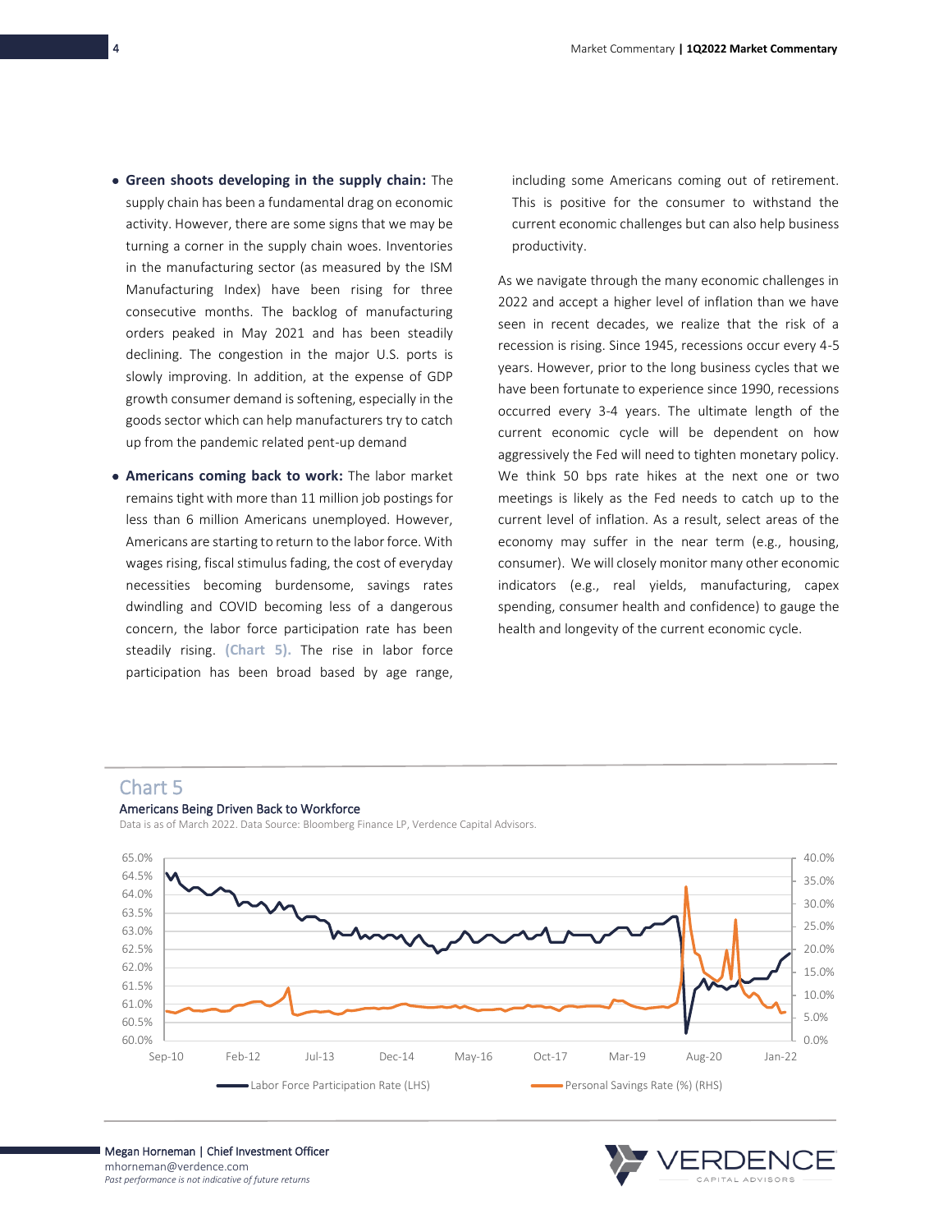- **Green shoots developing in the supply chain:** The supply chain has been a fundamental drag on economic activity. However, there are some signs that we may be turning a corner in the supply chain woes. Inventories in the manufacturing sector (as measured by the ISM Manufacturing Index) have been rising for three consecutive months. The backlog of manufacturing orders peaked in May 2021 and has been steadily declining. The congestion in the major U.S. ports is slowly improving. In addition, at the expense of GDP growth consumer demand is softening, especially in the goods sector which can help manufacturers try to catch up from the pandemic related pent-up demand
- **Americans coming back to work:** The labor market remains tight with more than 11 million job postings for less than 6 million Americans unemployed. However, Americans are starting to return to the labor force. With wages rising, fiscal stimulus fading, the cost of everyday necessities becoming burdensome, savings rates dwindling and COVID becoming less of a dangerous concern, the labor force participation rate has been steadily rising. **(Chart 5).** The rise in labor force participation has been broad based by age range, including some Americans coming out of retirement. This is positive for the consumer to withstand the current economic challenges but can also help business productivity.

As we navigate through the many economic challenges in 2022 and accept a higher level of inflation than we have seen in recent decades, we realize that the risk of a recession is rising. Since 1945, recessions occur every 4-5 years. However, prior to the long business cycles that we have been fortunate to experience since 1990, recessions occurred every 3-4 years. The ultimate length of the current economic cycle will be dependent on how aggressively the Fed will need to tighten monetary policy. We think 50 bps rate hikes at the next one or two meetings is likely as the Fed needs to catch up to the current level of inflation. As a result, select areas of the economy may suffer in the near term (e.g., housing, consumer). We will closely monitor many other economic indicators (e.g., real yields, manufacturing, capex spending, consumer health and confidence) to gauge the health and longevity of the current economic cycle.

## Chart 5

**Americans Being Driven Back to Workforce**

Data is as of March 2022. Data Source: Bloomberg Finance LP, Verdence Capital Advisors.

Megan Horneman | Chief Investment Officer
mhorneman@verdence.com
*Past performance is not indicative of future returns*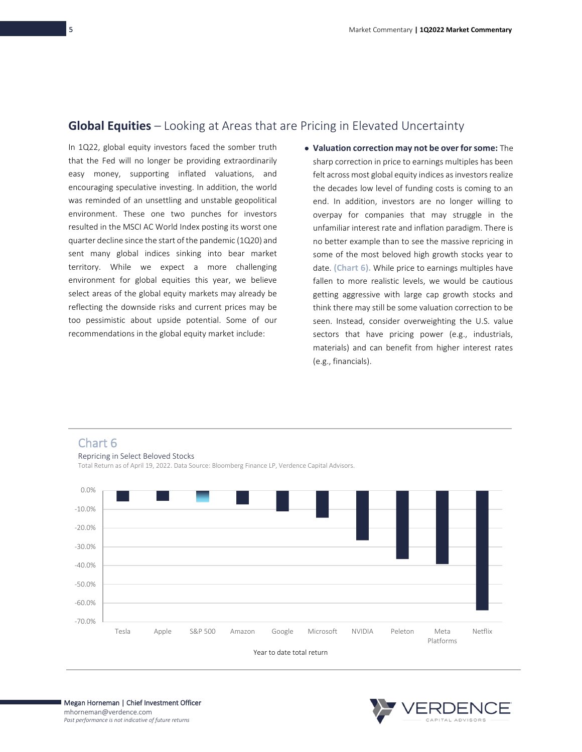## **Global Equities** – Looking at Areas that are Pricing in Elevated Uncertainty

In 1Q22, global equity investors faced the somber truth that the Fed will no longer be providing extraordinarily easy money, supporting inflated valuations, and encouraging speculative investing. In addition, the world was reminded of an unsettling and unstable geopolitical environment. These one two punches for investors resulted in the MSCI AC World Index posting its worst one quarter decline since the start of the pandemic (1Q20) and sent many global indices sinking into bear market territory. While we expect a more challenging environment for global equities this year, we believe select areas of the global equity markets may already be reflecting the downside risks and current prices may be too pessimistic about upside potential. Some of our recommendations in the global equity market include:

- **Valuation correction may not be over for some:** The sharp correction in price to earnings multiples has been felt across most global equity indices as investors realize the decades low level of funding costs is coming to an end. In addition, investors are no longer willing to overpay for companies that may struggle in the unfamiliar interest rate and inflation paradigm. There is no better example than to see the massive repricing in some of the most beloved high growth stocks year to date. **(Chart 6).** While price to earnings multiples have fallen to more realistic levels, we would be cautious getting aggressive with large cap growth stocks and think there may still be some valuation correction to be seen. Instead, consider overweighting the U.S. value sectors that have pricing power (e.g., industrials, materials) and can benefit from higher interest rates (e.g., financials).

### Chart 6

Repricing in Select Beloved Stocks

Total Return as of April 19, 2022. Data Source: Bloomberg Finance LP, Verdence Capital Advisors.

Year to date total return (axis: 0.0% to -70.0%)

Categories: Tesla, Apple, S&P 500, Amazon, Google, Microsoft, NVIDIA, Peleton, Meta Platforms, Netflix

Megan Horneman | Chief Investment Officer
mhorneman@verdence.com
*Past performance is not indicative of future returns*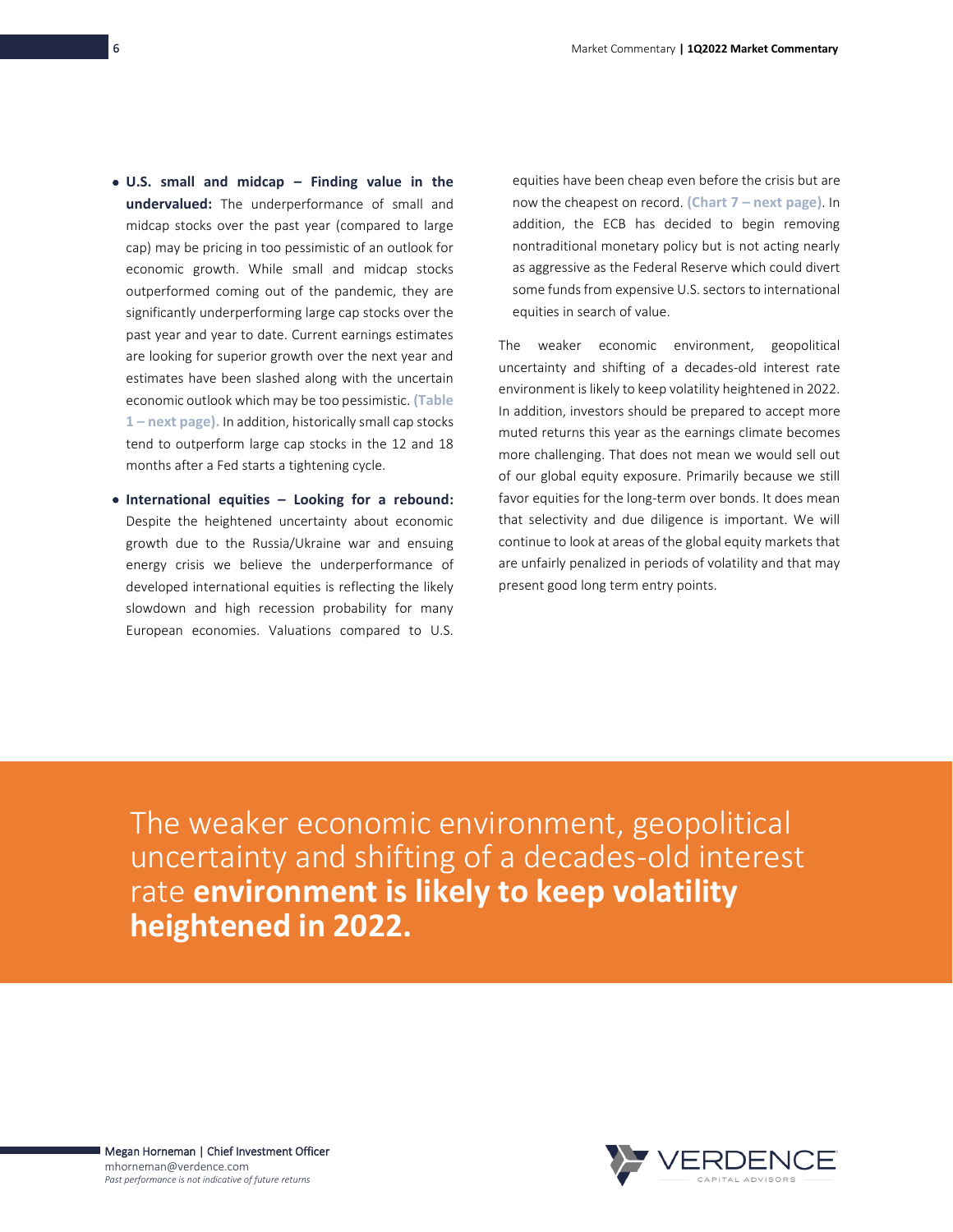- **U.S. small and midcap – Finding value in the undervalued:** The underperformance of small and midcap stocks over the past year (compared to large cap) may be pricing in too pessimistic of an outlook for economic growth. While small and midcap stocks outperformed coming out of the pandemic, they are significantly underperforming large cap stocks over the past year and year to date. Current earnings estimates are looking for superior growth over the next year and estimates have been slashed along with the uncertain economic outlook which may be too pessimistic. **(Table 1 – next page).** In addition, historically small cap stocks tend to outperform large cap stocks in the 12 and 18 months after a Fed starts a tightening cycle.

- **International equities – Looking for a rebound:** Despite the heightened uncertainty about economic growth due to the Russia/Ukraine war and ensuing energy crisis we believe the underperformance of developed international equities is reflecting the likely slowdown and high recession probability for many European economies. Valuations compared to U.S. equities have been cheap even before the crisis but are now the cheapest on record. **(Chart 7 – next page)**. In addition, the ECB has decided to begin removing nontraditional monetary policy but is not acting nearly as aggressive as the Federal Reserve which could divert some funds from expensive U.S. sectors to international equities in search of value.

The weaker economic environment, geopolitical uncertainty and shifting of a decades-old interest rate environment is likely to keep volatility heightened in 2022. In addition, investors should be prepared to accept more muted returns this year as the earnings climate becomes more challenging. That does not mean we would sell out of our global equity exposure. Primarily because we still favor equities for the long-term over bonds. It does mean that selectivity and due diligence is important. We will continue to look at areas of the global equity markets that are unfairly penalized in periods of volatility and that may present good long term entry points.

> The weaker economic environment, geopolitical uncertainty and shifting of a decades-old interest rate **environment is likely to keep volatility heightened in 2022.**

Megan Horneman | Chief Investment Officer
mhorneman@verdence.com
*Past performance is not indicative of future returns*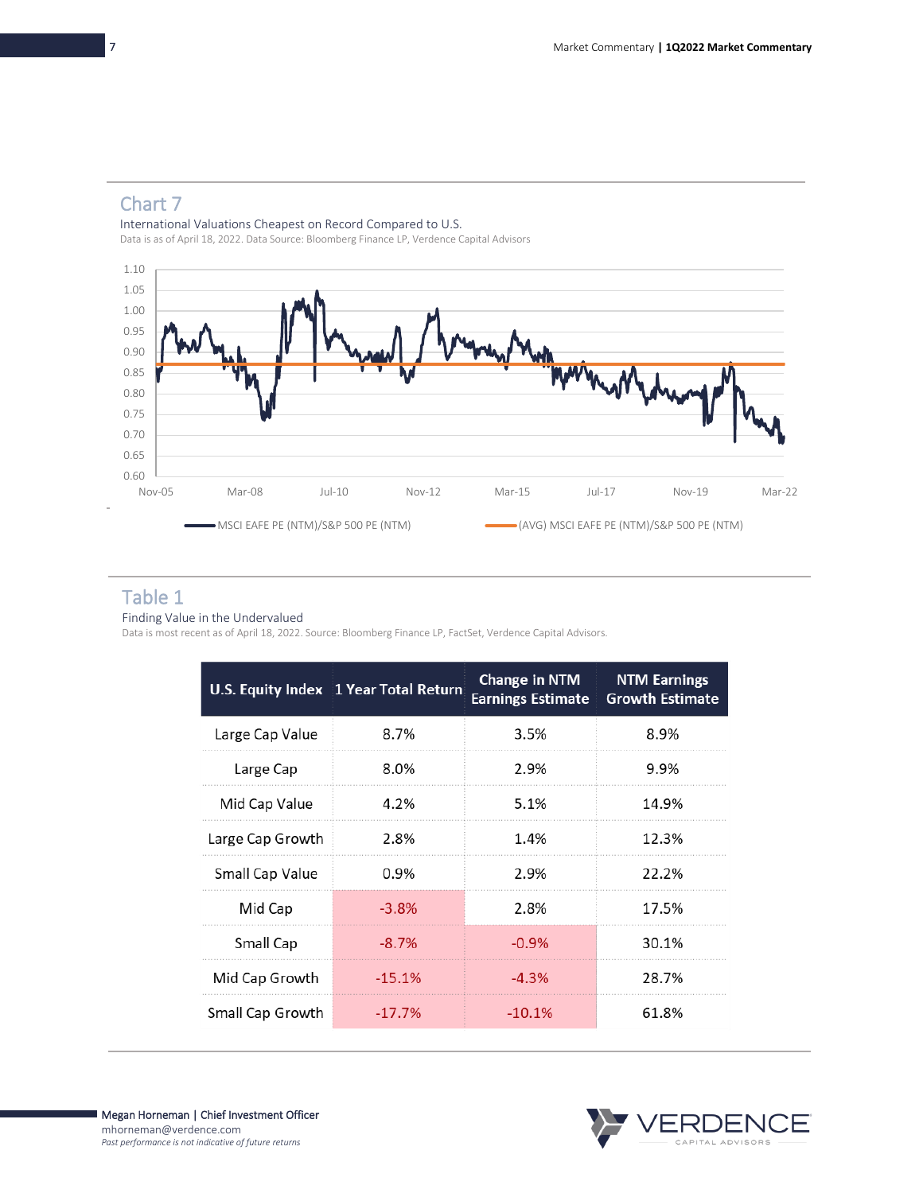## Chart 7

International Valuations Cheapest on Record Compared to U.S.

Data is as of April 18, 2022. Data Source: Bloomberg Finance LP, Verdence Capital Advisors

## Table 1

Finding Value in the Undervalued

Data is most recent as of April 18, 2022. Source: Bloomberg Finance LP, FactSet, Verdence Capital Advisors.

| U.S. Equity Index | 1 Year Total Return | Change in NTM Earnings Estimate | NTM Earnings Growth Estimate |
|---|---|---|---|
| Large Cap Value | 8.7% | 3.5% | 8.9% |
| Large Cap | 8.0% | 2.9% | 9.9% |
| Mid Cap Value | 4.2% | 5.1% | 14.9% |
| Large Cap Growth | 2.8% | 1.4% | 12.3% |
| Small Cap Value | 0.9% | 2.9% | 22.2% |
| Mid Cap | -3.8% | 2.8% | 17.5% |
| Small Cap | -8.7% | -0.9% | 30.1% |
| Mid Cap Growth | -15.1% | -4.3% | 28.7% |
| Small Cap Growth | -17.7% | -10.1% | 61.8% |

Megan Horneman | Chief Investment Officer
mhorneman@verdence.com
*Past performance is not indicative of future returns*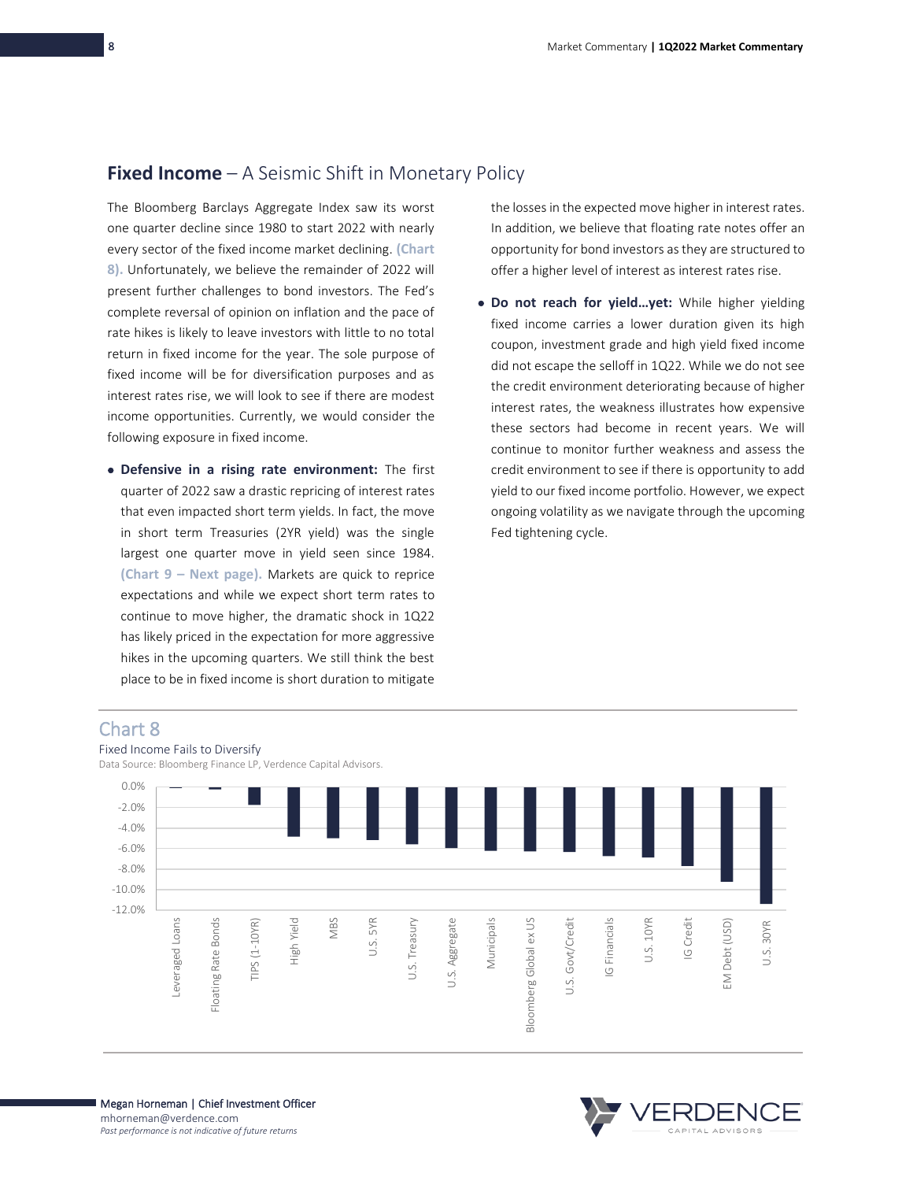## **Fixed Income** – A Seismic Shift in Monetary Policy

The Bloomberg Barclays Aggregate Index saw its worst one quarter decline since 1980 to start 2022 with nearly every sector of the fixed income market declining. **(Chart 8).** Unfortunately, we believe the remainder of 2022 will present further challenges to bond investors. The Fed's complete reversal of opinion on inflation and the pace of rate hikes is likely to leave investors with little to no total return in fixed income for the year. The sole purpose of fixed income will be for diversification purposes and as interest rates rise, we will look to see if there are modest income opportunities. Currently, we would consider the following exposure in fixed income.

- **Defensive in a rising rate environment:** The first quarter of 2022 saw a drastic repricing of interest rates that even impacted short term yields. In fact, the move in short term Treasuries (2YR yield) was the single largest one quarter move in yield seen since 1984. **(Chart 9 – Next page).** Markets are quick to reprice expectations and while we expect short term rates to continue to move higher, the dramatic shock in 1Q22 has likely priced in the expectation for more aggressive hikes in the upcoming quarters. We still think the best place to be in fixed income is short duration to mitigate the losses in the expected move higher in interest rates. In addition, we believe that floating rate notes offer an opportunity for bond investors as they are structured to offer a higher level of interest as interest rates rise.
- **Do not reach for yield…yet:** While higher yielding fixed income carries a lower duration given its high coupon, investment grade and high yield fixed income did not escape the selloff in 1Q22. While we do not see the credit environment deteriorating because of higher interest rates, the weakness illustrates how expensive these sectors had become in recent years. We will continue to monitor further weakness and assess the credit environment to see if there is opportunity to add yield to our fixed income portfolio. However, we expect ongoing volatility as we navigate through the upcoming Fed tightening cycle.

### Chart 8

Fixed Income Fails to Diversify

Data Source: Bloomberg Finance LP, Verdence Capital Advisors.

Megan Horneman | Chief Investment Officer
mhorneman@verdence.com
*Past performance is not indicative of future returns*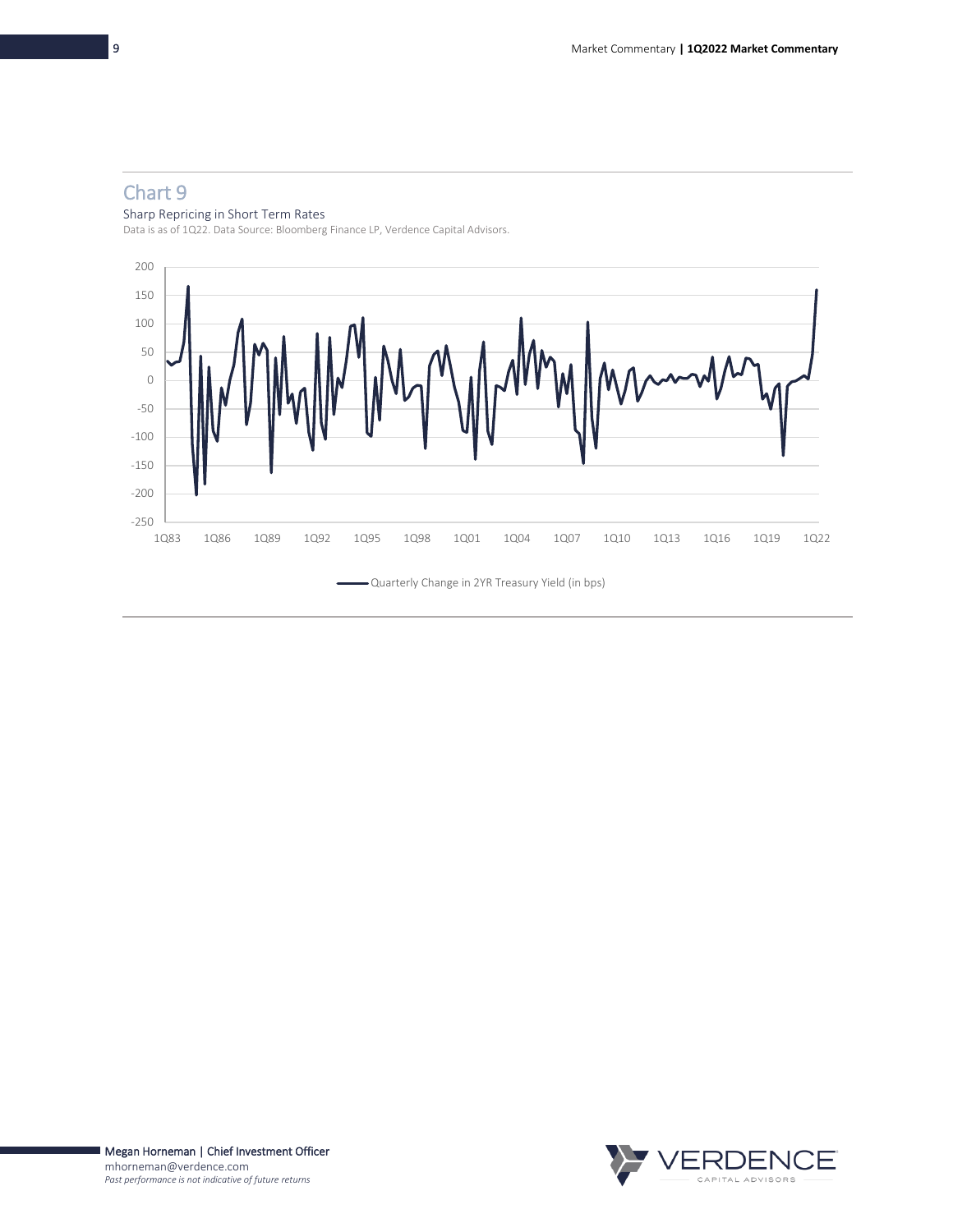## Chart 9

Sharp Repricing in Short Term Rates

Data is as of 1Q22. Data Source: Bloomberg Finance LP, Verdence Capital Advisors.

Quarterly Change in 2YR Treasury Yield (in bps)

**Megan Horneman | Chief Investment Officer**
mhorneman@verdence.com
*Past performance is not indicative of future returns*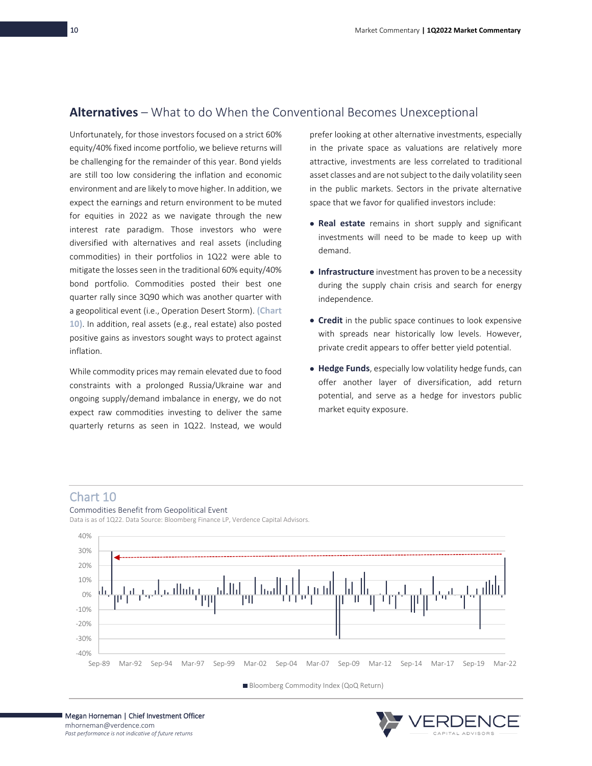## **Alternatives** – What to do When the Conventional Becomes Unexceptional

Unfortunately, for those investors focused on a strict 60% equity/40% fixed income portfolio, we believe returns will be challenging for the remainder of this year. Bond yields are still too low considering the inflation and economic environment and are likely to move higher. In addition, we expect the earnings and return environment to be muted for equities in 2022 as we navigate through the new interest rate paradigm. Those investors who were diversified with alternatives and real assets (including commodities) in their portfolios in 1Q22 were able to mitigate the losses seen in the traditional 60% equity/40% bond portfolio. Commodities posted their best one quarter rally since 3Q90 which was another quarter with a geopolitical event (i.e., Operation Desert Storm). **(Chart 10)**. In addition, real assets (e.g., real estate) also posted positive gains as investors sought ways to protect against inflation.

While commodity prices may remain elevated due to food constraints with a prolonged Russia/Ukraine war and ongoing supply/demand imbalance in energy, we do not expect raw commodities investing to deliver the same quarterly returns as seen in 1Q22. Instead, we would prefer looking at other alternative investments, especially in the private space as valuations are relatively more attractive, investments are less correlated to traditional asset classes and are not subject to the daily volatility seen in the public markets. Sectors in the private alternative space that we favor for qualified investors include:

- **Real estate** remains in short supply and significant investments will need to be made to keep up with demand.
- **Infrastructure** investment has proven to be a necessity during the supply chain crisis and search for energy independence.
- **Credit** in the public space continues to look expensive with spreads near historically low levels. However, private credit appears to offer better yield potential.
- **Hedge Funds**, especially low volatility hedge funds, can offer another layer of diversification, add return potential, and serve as a hedge for investors public market equity exposure.

## Chart 10

Commodities Benefit from Geopolitical Event

Data is as of 1Q22. Data Source: Bloomberg Finance LP, Verdence Capital Advisors.

Bloomberg Commodity Index (QoQ Return)

Megan Horneman | Chief Investment Officer
mhorneman@verdence.com
*Past performance is not indicative of future returns*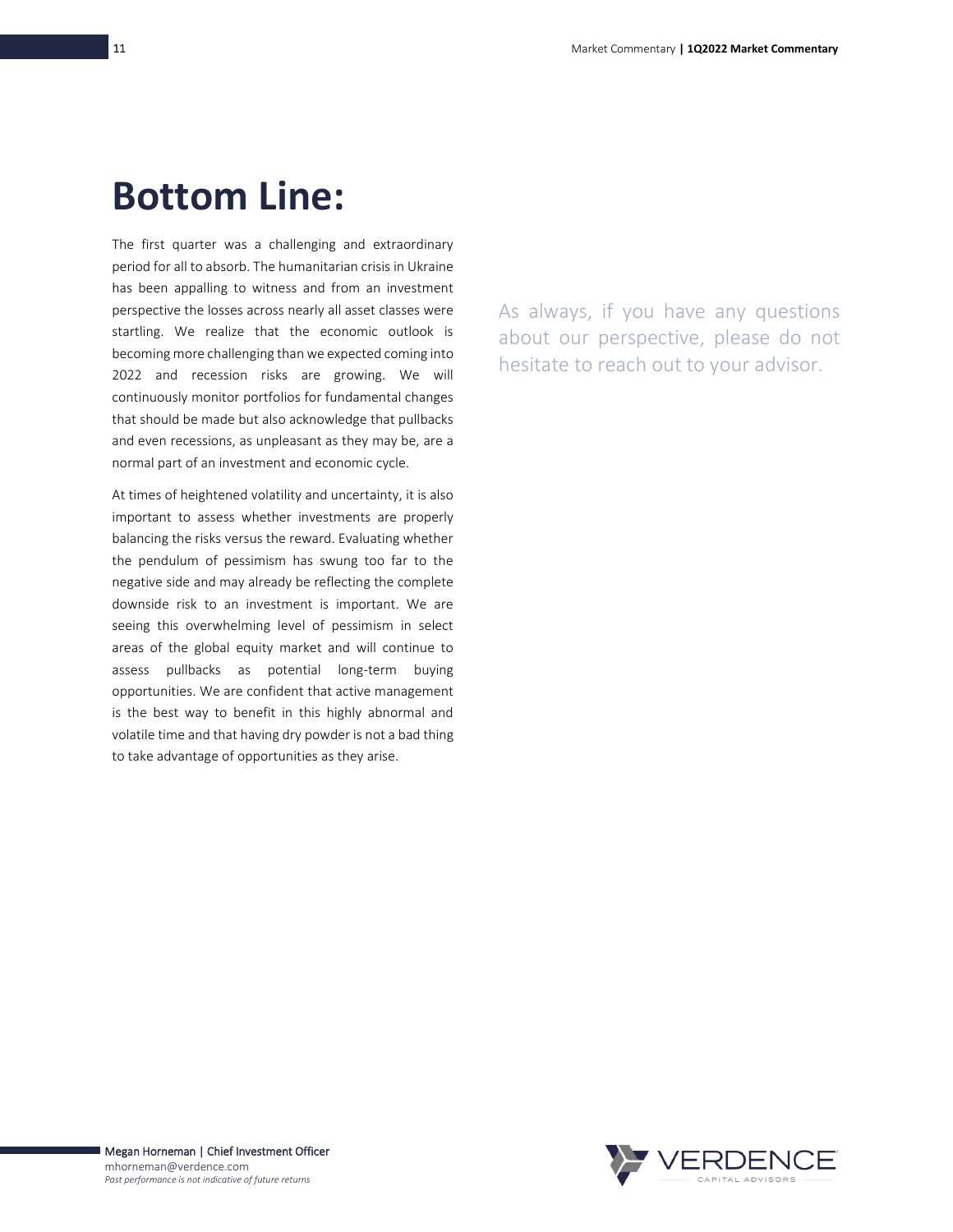# Bottom Line:

The first quarter was a challenging and extraordinary period for all to absorb. The humanitarian crisis in Ukraine has been appalling to witness and from an investment perspective the losses across nearly all asset classes were startling. We realize that the economic outlook is becoming more challenging than we expected coming into 2022 and recession risks are growing. We will continuously monitor portfolios for fundamental changes that should be made but also acknowledge that pullbacks and even recessions, as unpleasant as they may be, are a normal part of an investment and economic cycle.

At times of heightened volatility and uncertainty, it is also important to assess whether investments are properly balancing the risks versus the reward. Evaluating whether the pendulum of pessimism has swung too far to the negative side and may already be reflecting the complete downside risk to an investment is important. We are seeing this overwhelming level of pessimism in select areas of the global equity market and will continue to assess pullbacks as potential long-term buying opportunities. We are confident that active management is the best way to benefit in this highly abnormal and volatile time and that having dry powder is not a bad thing to take advantage of opportunities as they arise.

As always, if you have any questions about our perspective, please do not hesitate to reach out to your advisor.

Megan Horneman | Chief Investment Officer
mhorneman@verdence.com
*Past performance is not indicative of future returns*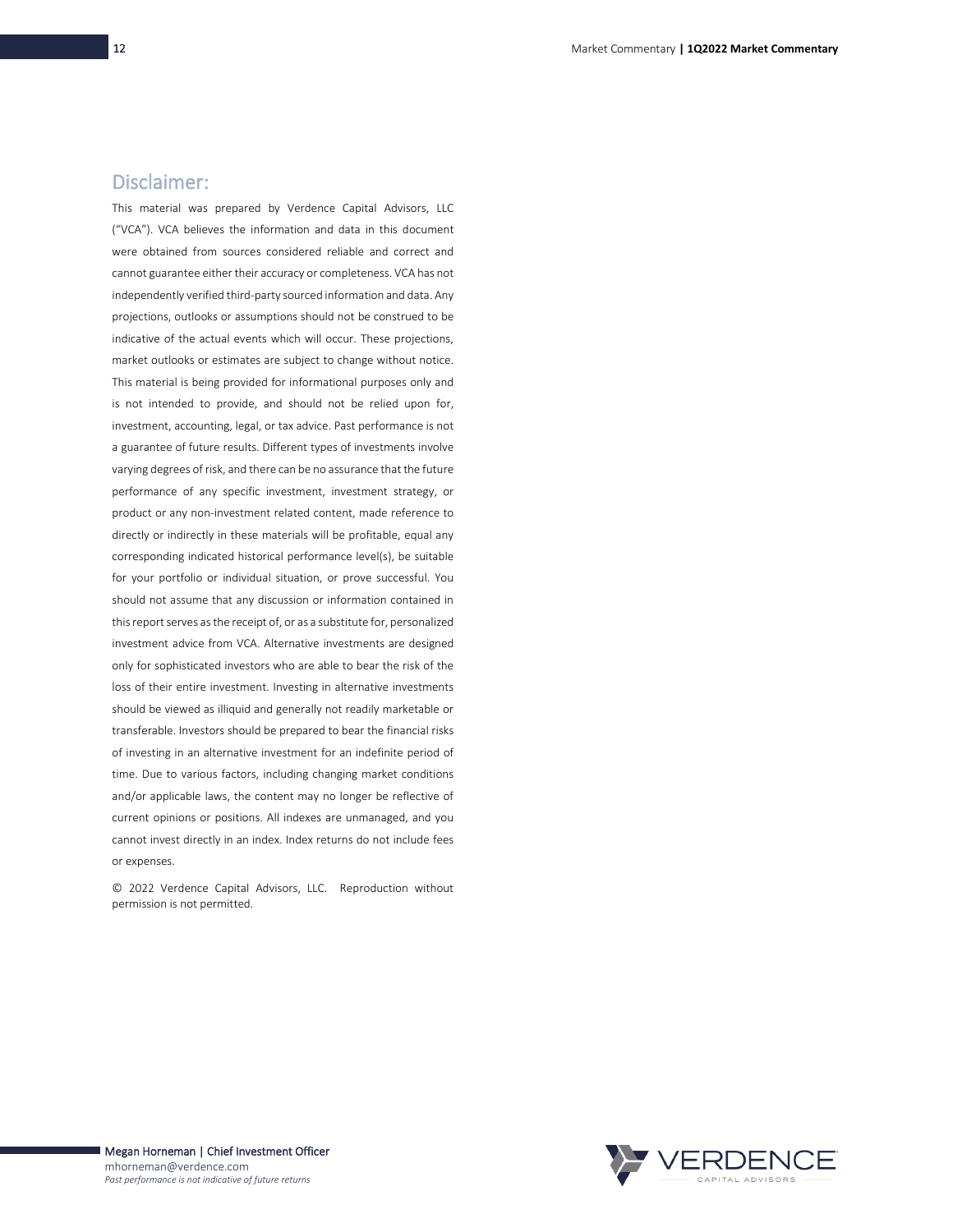## Disclaimer:

This material was prepared by Verdence Capital Advisors, LLC ("VCA"). VCA believes the information and data in this document were obtained from sources considered reliable and correct and cannot guarantee either their accuracy or completeness. VCA has not independently verified third-party sourced information and data. Any projections, outlooks or assumptions should not be construed to be indicative of the actual events which will occur. These projections, market outlooks or estimates are subject to change without notice. This material is being provided for informational purposes only and is not intended to provide, and should not be relied upon for, investment, accounting, legal, or tax advice. Past performance is not a guarantee of future results. Different types of investments involve varying degrees of risk, and there can be no assurance that the future performance of any specific investment, investment strategy, or product or any non-investment related content, made reference to directly or indirectly in these materials will be profitable, equal any corresponding indicated historical performance level(s), be suitable for your portfolio or individual situation, or prove successful. You should not assume that any discussion or information contained in this report serves as the receipt of, or as a substitute for, personalized investment advice from VCA. Alternative investments are designed only for sophisticated investors who are able to bear the risk of the loss of their entire investment. Investing in alternative investments should be viewed as illiquid and generally not readily marketable or transferable. Investors should be prepared to bear the financial risks of investing in an alternative investment for an indefinite period of time. Due to various factors, including changing market conditions and/or applicable laws, the content may no longer be reflective of current opinions or positions. All indexes are unmanaged, and you cannot invest directly in an index. Index returns do not include fees or expenses.

© 2022 Verdence Capital Advisors, LLC. Reproduction without permission is not permitted.

Megan Horneman | Chief Investment Officer
mhorneman@verdence.com
*Past performance is not indicative of future returns*

VERDENCE CAPITAL ADVISORS